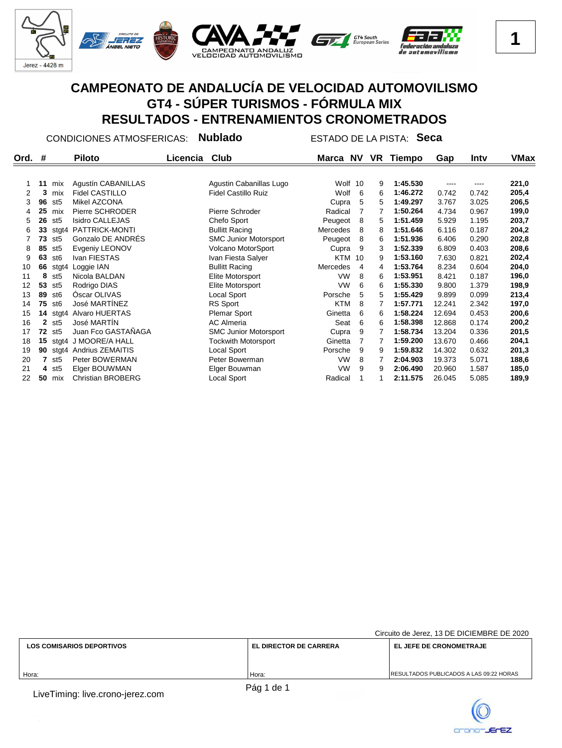Jerez - 4428 m

**1**

# CAMPEONATO DE ANDALUCÍA DE VELOCIDAD AUTOMOVILISMO
## GT4 - SÚPER TURISMOS - FÓRMULA MIX
## RESULTADOS - ENTRENAMIENTOS CRONOMETRADOS

CONDICIONES ATMOSFERICAS: **Nublado** ESTADO DE LA PISTA: **Seca**

| Ord. | # | | Piloto | Licencia | Club | Marca | NV | VR | Tiempo | Gap | Intv | VMax |
|---|---|---|---|---|---|---|---|---|---|---|---|---|
| 1 | **11** | mix | Agustín CABANILLAS | | Agustin Cabanillas Lugo | Wolf | 10 | 9 | **1:45.530** | ---- | ---- | **221,0** |
| 2 | **3** | mix | Fidel CASTILLO | | Fidel Castillo Ruiz | Wolf | 6 | 6 | **1:46.272** | 0.742 | 0.742 | **205,4** |
| 3 | **96** | st5 | Mikel AZCONA | | | Cupra | 5 | 5 | **1:49.297** | 3.767 | 3.025 | **206,5** |
| 4 | **25** | mix | Pierre SCHRODER | | Pierre Schroder | Radical | 7 | 7 | **1:50.264** | 4.734 | 0.967 | **199,0** |
| 5 | **26** | st5 | Isidro CALLEJAS | | Chefo Sport | Peugeot | 8 | 5 | **1:51.459** | 5.929 | 1.195 | **203,7** |
| 6 | **33** | stgt4 | PATTRICK-MONTI | | Bullitt Racing | Mercedes | 8 | 8 | **1:51.646** | 6.116 | 0.187 | **204,2** |
| 7 | **73** | st5 | Gonzalo DE ANDRÉS | | SMC Junior Motorsport | Peugeot | 8 | 6 | **1:51.936** | 6.406 | 0.290 | **202,8** |
| 8 | **85** | st5 | Evgeniy LEONOV | | Volcano MotorSport | Cupra | 9 | 3 | **1:52.339** | 6.809 | 0.403 | **208,6** |
| 9 | **63** | st6 | Ivan FIESTAS | | Ivan Fiesta Salyer | KTM | 10 | 9 | **1:53.160** | 7.630 | 0.821 | **202,4** |
| 10 | **66** | stgt4 | Loggie IAN | | Bullitt Racing | Mercedes | 4 | 4 | **1:53.764** | 8.234 | 0.604 | **204,0** |
| 11 | **8** | st5 | Nicola BALDAN | | Elite Motorsport | VW | 8 | 6 | **1:53.951** | 8.421 | 0.187 | **196,0** |
| 12 | **53** | st5 | Rodrigo DIAS | | Elite Motorsport | VW | 6 | 6 | **1:55.330** | 9.800 | 1.379 | **198,9** |
| 13 | **89** | st6 | Óscar OLIVAS | | Local Sport | Porsche | 5 | 5 | **1:55.429** | 9.899 | 0.099 | **213,4** |
| 14 | **75** | st6 | José MARTÍNEZ | | RS Sport | KTM | 8 | 7 | **1:57.771** | 12.241 | 2.342 | **197,0** |
| 15 | **14** | stgt4 | Alvaro HUERTAS | | Plemar Sport | Ginetta | 6 | 6 | **1:58.224** | 12.694 | 0.453 | **200,6** |
| 16 | **2** | st5 | José MARTÍN | | AC Almeria | Seat | 6 | 6 | **1:58.398** | 12.868 | 0.174 | **200,2** |
| 17 | **72** | st5 | Juan Fco GASTAÑAGA | | SMC Junior Motorsport | Cupra | 9 | 7 | **1:58.734** | 13.204 | 0.336 | **201,5** |
| 18 | **15** | stgt4 | J MOORE/A HALL | | Tockwith Motorsport | Ginetta | 7 | 7 | **1:59.200** | 13.670 | 0.466 | **204,1** |
| 19 | **90** | stgt4 | Andrius ZEMAITIS | | Local Sport | Porsche | 9 | 9 | **1:59.832** | 14.302 | 0.632 | **201,3** |
| 20 | **7** | st5 | Peter BOWERMAN | | Peter Bowerman | VW | 8 | 7 | **2:04.903** | 19.373 | 5.071 | **188,6** |
| 21 | **4** | st5 | Elger BOUWMAN | | Elger Bouwman | VW | 9 | 9 | **2:06.490** | 20.960 | 1.587 | **185,0** |
| 22 | **50** | mix | Christian BROBERG | | Local Sport | Radical | 1 | 1 | **2:11.575** | 26.045 | 5.085 | **189,9** |

Circuito de Jerez, 13 DE DICIEMBRE DE 2020

| LOS COMISARIOS DEPORTIVOS | EL DIRECTOR DE CARRERA | EL JEFE DE CRONOMETRAJE |
|---|---|---|
| Hora: | Hora: | RESULTADOS PUBLICADOS A LAS 09:22 HORAS |

LiveTiming: live.crono-jerez.com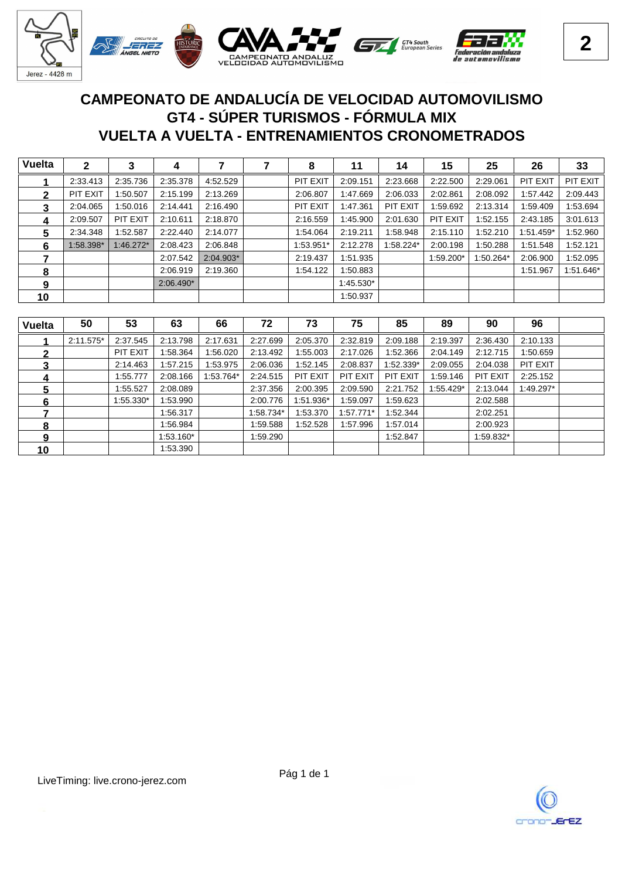# CAMPEONATO DE ANDALUCÍA DE VELOCIDAD AUTOMOVILISMO
# GT4 - SÚPER TURISMOS - FÓRMULA MIX
# VUELTA A VUELTA - ENTRENAMIENTOS CRONOMETRADOS

| Vuelta | 2 | 3 | 4 | 7 | 7 | 8 | 11 | 14 | 15 | 25 | 26 | 33 |
|---|---|---|---|---|---|---|---|---|---|---|---|---|
| 1 | 2:33.413 | 2:35.736 | 2:35.378 | 4:52.529 | | PIT EXIT | 2:09.151 | 2:23.668 | 2:22.500 | 2:29.061 | PIT EXIT | PIT EXIT |
| 2 | PIT EXIT | 1:50.507 | 2:15.199 | 2:13.269 | | 2:06.807 | 1:47.669 | 2:06.033 | 2:02.861 | 2:08.092 | 1:57.442 | 2:09.443 |
| 3 | 2:04.065 | 1:50.016 | 2:14.441 | 2:16.490 | | PIT EXIT | 1:47.361 | PIT EXIT | 1:59.692 | 2:13.314 | 1:59.409 | 1:53.694 |
| 4 | 2:09.507 | PIT EXIT | 2:10.611 | 2:18.870 | | 2:16.559 | 1:45.900 | 2:01.630 | PIT EXIT | 1:52.155 | 2:43.185 | 3:01.613 |
| 5 | 2:34.348 | 1:52.587 | 2:22.440 | 2:14.077 | | 1:54.064 | 2:19.211 | 1:58.948 | 2:15.110 | 1:52.210 | 1:51.459* | 1:52.960 |
| 6 | 1:58.398* | 1:46.272* | 2:08.423 | 2:06.848 | | 1:53.951* | 2:12.278 | 1:58.224* | 2:00.198 | 1:50.288 | 1:51.548 | 1:52.121 |
| 7 | | | 2:07.542 | 2:04.903* | | 2:19.437 | 1:51.935 | | 1:59.200* | 1:50.264* | 2:06.900 | 1:52.095 |
| 8 | | | 2:06.919 | 2:19.360 | | 1:54.122 | 1:50.883 | | | | 1:51.967 | 1:51.646* |
| 9 | | | 2:06.490* | | | | 1:45.530* | | | | | |
| 10 | | | | | | | 1:50.937 | | | | | |

| Vuelta | 50 | 53 | 63 | 66 | 72 | 73 | 75 | 85 | 89 | 90 | 96 | |
|---|---|---|---|---|---|---|---|---|---|---|---|---|
| 1 | 2:11.575* | 2:37.545 | 2:13.798 | 2:17.631 | 2:27.699 | 2:05.370 | 2:32.819 | 2:09.188 | 2:19.397 | 2:36.430 | 2:10.133 | |
| 2 | | PIT EXIT | 1:58.364 | 1:56.020 | 2:13.492 | 1:55.003 | 2:17.026 | 1:52.366 | 2:04.149 | 2:12.715 | 1:50.659 | |
| 3 | | 2:14.463 | 1:57.215 | 1:53.975 | 2:06.036 | 1:52.145 | 2:08.837 | 1:52.339* | 2:09.055 | 2:04.038 | PIT EXIT | |
| 4 | | 1:55.777 | 2:08.166 | 1:53.764* | 2:24.515 | PIT EXIT | PIT EXIT | PIT EXIT | 1:59.146 | PIT EXIT | 2:25.152 | |
| 5 | | 1:55.527 | 2:08.089 | | 2:37.356 | 2:00.395 | 2:09.590 | 2:21.752 | 1:55.429* | 2:13.044 | 1:49.297* | |
| 6 | | 1:55.330* | 1:53.990 | | 2:00.776 | 1:51.936* | 1:59.097 | 1:59.623 | | 2:02.588 | | |
| 7 | | | 1:56.317 | | 1:58.734* | 1:53.370 | 1:57.771* | 1:52.344 | | 2:02.251 | | |
| 8 | | | 1:56.984 | | 1:59.588 | 1:52.528 | 1:57.996 | 1:57.014 | | 2:00.923 | | |
| 9 | | | 1:53.160* | | 1:59.290 | | | 1:52.847 | | 1:59.832* | | |
| 10 | | | 1:53.390 | | | | | | | | | |

LiveTiming: live.crono-jerez.com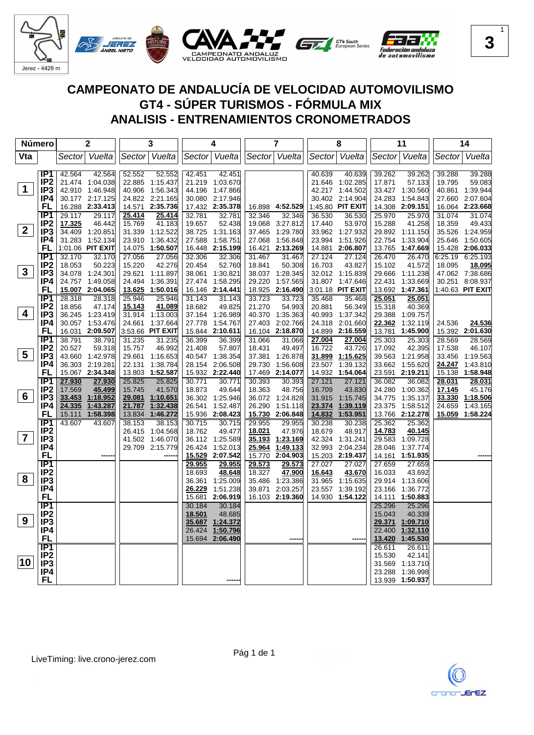# CAMPEONATO DE ANDALUCÍA DE VELOCIDAD AUTOMOVILISMO
## GT4 - SÚPER TURISMOS - FÓRMULA MIX
## ANALISIS - ENTRENAMIENTOS CRONOMETRADOS

| Número | | 2 | | 3 | | 4 | | 7 | | 8 | | 11 | | 14 | |
|---|---|---|---|---|---|---|---|---|---|---|---|---|---|---|---|
| Vta | | Sector | Vuelta | Sector | Vuelta | Sector | Vuelta | Sector | Vuelta | Sector | Vuelta | Sector | Vuelta | Sector | Vuelta |
| 1 | IP1 | 42.564 | 42.564 | 52.552 | 52.552 | 42.451 | 42.451 | | | 40.639 | 40.639 | 39.262 | 39.262 | 39.288 | 39.288 |
| | IP2 | 21.474 | 1:04.038 | 22.885 | 1:15.437 | 21.219 | 1:03.670 | | | 21.646 | 1:02.285 | 17.871 | 57.133 | 19.795 | 59.083 |
| | IP3 | 42.910 | 1:46.948 | 40.906 | 1:56.343 | 44.196 | 1:47.866 | | | 42.217 | 1:44.502 | 33.427 | 1:30.560 | 40.861 | 1:39.944 |
| | IP4 | 30.177 | 2:17.125 | 24.822 | 2:21.165 | 30.080 | 2:17.946 | | | 30.402 | 2:14.904 | 24.283 | 1:54.843 | 27.660 | 2:07.604 |
| | FL | 16.288 | 2:33.413 | 14.571 | 2:35.736 | 17.432 | 2:35.378 | 16.898 | 4:52.529 | 1:45.80 | PIT EXIT | 14.308 | 2:09.151 | 16.064 | 2:23.668 |
| 2 | IP1 | 29.117 | 29.117 | 25.414 | 25.414 | 32.781 | 32.781 | 32.346 | 32.346 | 36.530 | 36.530 | 25.970 | 25.970 | 31.074 | 31.074 |
| | IP2 | 17.325 | 46.442 | 15.769 | 41.183 | 19.657 | 52.438 | 19.068 | 3:27.812 | 17.440 | 53.970 | 15.288 | 41.258 | 18.359 | 49.433 |
| | IP3 | 34.409 | 1:20.851 | 31.339 | 1:12.522 | 38.725 | 1:31.163 | 37.465 | 1:29.780 | 33.962 | 1:27.932 | 29.892 | 1:11.150 | 35.526 | 1:24.959 |
| | IP4 | 31.283 | 1:52.134 | 23.910 | 1:36.432 | 27.588 | 1:58.751 | 27.068 | 1:56.848 | 23.994 | 1:51.926 | 22.754 | 1:33.904 | 25.646 | 1:50.605 |
| | FL | 1:01.06 | PIT EXIT | 14.075 | 1:50.507 | 16.448 | 2:15.199 | 16.421 | 2:13.269 | 14.881 | 2:06.807 | 13.765 | 1:47.669 | 15.428 | 2:06.033 |
| 3 | IP1 | 32.170 | 32.170 | 27.056 | 27.056 | 32.306 | 32.306 | 31.467 | 31.467 | 27.124 | 27.124 | 26.470 | 26.470 | 6:25.19 | 6:25.193 |
| | IP2 | 18.053 | 50.223 | 15.220 | 42.276 | 20.454 | 52.760 | 18.841 | 50.308 | 16.703 | 43.827 | 15.102 | 41.572 | 18.095 | 18.095 |
| | IP3 | 34.078 | 1:24.301 | 29.621 | 1:11.897 | 38.061 | 1:30.821 | 38.037 | 1:28.345 | 32.012 | 1:15.839 | 29.666 | 1:11.238 | 47.062 | 7:38.686 |
| | IP4 | 24.757 | 1:49.058 | 24.494 | 1:36.391 | 27.474 | 1:58.295 | 29.220 | 1:57.565 | 31.807 | 1:47.646 | 22.431 | 1:33.669 | 30.251 | 8:08.937 |
| | FL | 15.007 | 2:04.065 | 13.625 | 1:50.016 | 16.146 | 2:14.441 | 18.925 | 2:16.490 | 3:01.18 | PIT EXIT | 13.692 | 1:47.361 | 1:40.63 | PIT EXIT |
| 4 | IP1 | 28.318 | 28.318 | 25.946 | 25.946 | 31.143 | 31.143 | 33.723 | 33.723 | 35.468 | 35.468 | 25.051 | 25.051 | | |
| | IP2 | 18.856 | 47.174 | 15.143 | 41.089 | 18.682 | 49.825 | 21.270 | 54.993 | 20.881 | 56.349 | 15.318 | 40.369 | | |
| | IP3 | 36.245 | 1:23.419 | 31.914 | 1:13.003 | 37.164 | 1:26.989 | 40.370 | 1:35.363 | 40.993 | 1:37.342 | 29.388 | 1:09.757 | | |
| | IP4 | 30.057 | 1:53.476 | 24.661 | 1:37.664 | 27.778 | 1:54.767 | 27.403 | 2:02.766 | 24.318 | 2:01.660 | 22.362 | 1:32.119 | 24.536 | 24.536 |
| | FL | 16.031 | 2:09.507 | 3:53.66 | PIT EXIT | 15.844 | 2:10.611 | 16.104 | 2:18.870 | 14.899 | 2:16.559 | 13.781 | 1:45.900 | 15.292 | 2:01.630 |
| 5 | IP1 | 38.791 | 38.791 | 31.235 | 31.235 | 36.399 | 36.399 | 31.066 | 31.066 | 27.004 | 27.004 | 25.303 | 25.303 | 28.569 | 28.569 |
| | IP2 | 20.527 | 59.318 | 15.757 | 46.992 | 21.408 | 57.807 | 18.431 | 49.497 | 16.722 | 43.726 | 17.092 | 42.395 | 17.538 | 46.107 |
| | IP3 | 43.660 | 1:42.978 | 29.661 | 1:16.653 | 40.547 | 1:38.354 | 37.381 | 1:26.878 | 31.899 | 1:15.625 | 39.563 | 1:21.958 | 33.456 | 1:19.563 |
| | IP4 | 36.303 | 2:19.281 | 22.131 | 1:38.784 | 28.154 | 2:06.508 | 29.730 | 1:56.608 | 23.507 | 1:39.132 | 33.662 | 1:55.620 | 24.247 | 1:43.810 |
| | FL | 15.067 | 2:34.348 | 13.803 | 1:52.587 | 15.932 | 2:22.440 | 17.469 | 2:14.077 | 14.932 | 1:54.064 | 23.591 | 2:19.211 | 15.138 | 1:58.948 |
| 6 | IP1 | 27.930 | 27.930 | 25.825 | 25.825 | 30.771 | 30.771 | 30.393 | 30.393 | 27.121 | 27.121 | 36.082 | 36.082 | 28.031 | 28.031 |
| | IP2 | 17.569 | 45.499 | 15.745 | 41.570 | 18.873 | 49.644 | 18.363 | 48.756 | 16.709 | 43.830 | 24.280 | 1:00.362 | 17.145 | 45.176 |
| | IP3 | 33.453 | 1:18.952 | 29.081 | 1:10.651 | 36.302 | 1:25.946 | 36.072 | 1:24.828 | 31.915 | 1:15.745 | 34.775 | 1:35.137 | 33.330 | 1:18.506 |
| | IP4 | 24.335 | 1:43.287 | 21.787 | 1:32.438 | 26.541 | 1:52.487 | 26.290 | 1:51.118 | 23.374 | 1:39.119 | 23.375 | 1:58.512 | 24.659 | 1:43.165 |
| | FL | 15.111 | 1:58.398 | 13.834 | 1:46.272 | 15.936 | 2:08.423 | 15.730 | 2:06.848 | 14.832 | 1:53.951 | 13.766 | 2:12.278 | 15.059 | 1:58.224 |
| 7 | IP1 | 43.607 | 43.607 | 38.153 | 38.153 | 30.715 | 30.715 | 29.955 | 29.955 | 30.238 | 30.238 | 25.362 | 25.362 | | |
| | IP2 | | | 26.415 | 1:04.568 | 18.762 | 49.477 | 18.021 | 47.976 | 18.679 | 48.917 | 14.783 | 40.145 | | |
| | IP3 | | | 41.502 | 1:46.070 | 36.112 | 1:25.589 | 35.193 | 1:23.169 | 42.324 | 1:31.241 | 29.583 | 1:09.728 | | |
| | IP4 | | | 29.709 | 2:15.779 | 26.424 | 1:52.013 | 25.964 | 1:49.133 | 32.993 | 2:04.234 | 28.046 | 1:37.774 | | |
| | FL | | ------ | | ------ | 15.529 | 2:07.542 | 15.770 | 2:04.903 | 15.203 | 2:19.437 | 14.161 | 1:51.935 | | ------ |
| 8 | IP1 | | | | | 29.955 | 29.955 | 29.573 | 29.573 | 27.027 | 27.027 | 27.659 | 27.659 | | |
| | IP2 | | | | | 18.693 | 48.648 | 18.327 | 47.900 | 16.643 | 43.670 | 16.033 | 43.692 | | |
| | IP3 | | | | | 36.361 | 1:25.009 | 35.486 | 1:23.386 | 31.965 | 1:15.635 | 29.914 | 1:13.606 | | |
| | IP4 | | | | | 26.229 | 1:51.238 | 39.871 | 2:03.257 | 23.557 | 1:39.192 | 23.166 | 1:36.772 | | |
| | FL | | | | | 15.681 | 2:06.919 | 16.103 | 2:19.360 | 14.930 | 1:54.122 | 14.111 | 1:50.883 | | |
| 9 | IP1 | | | | | 30.184 | 30.184 | | | | | 25.296 | 25.296 | | |
| | IP2 | | | | | 18.501 | 48.685 | | | | | 15.043 | 40.339 | | |
| | IP3 | | | | | 35.687 | 1:24.372 | | | | | 29.371 | 1:09.710 | | |
| | IP4 | | | | | 26.424 | 1:50.796 | | | | | 22.400 | 1:32.110 | | |
| | FL | | | | | 15.694 | 2:06.490 | | ------ | | ------ | 13.420 | 1:45.530 | | |
| 10 | IP1 | | | | | | | | | | | 26.611 | 26.611 | | |
| | IP2 | | | | | | | | | | | 15.530 | 42.141 | | |
| | IP3 | | | | | | | | | | | 31.569 | 1:13.710 | | |
| | IP4 | | | | | | | | | | | 23.288 | 1:36.998 | | |
| | FL | | | | | | ------ | | | | | 13.939 | 1:50.937 | | |

LiveTiming: live.crono-jerez.com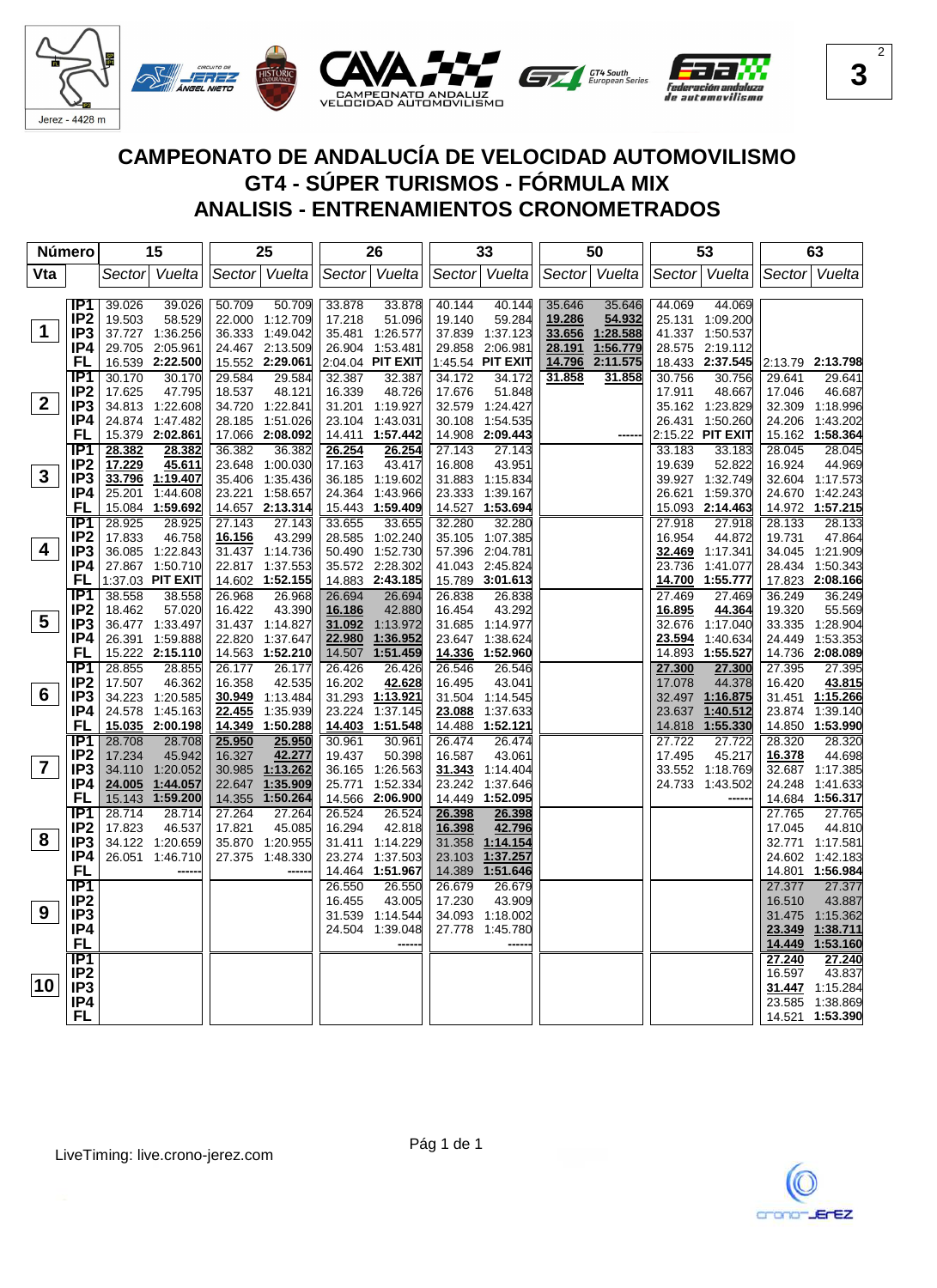# CAMPEONATO DE ANDALUCÍA DE VELOCIDAD AUTOMOVILISMO

## GT4 - SÚPER TURISMOS - FÓRMULA MIX

## ANALISIS - ENTRENAMIENTOS CRONOMETRADOS

| Número | | 15 | | 25 | | 26 | | 33 | | 50 | | 53 | | 63 | |
|---|---|---|---|---|---|---|---|---|---|---|---|---|---|---|---|
| Vta | | Sector | Vuelta | Sector | Vuelta | Sector | Vuelta | Sector | Vuelta | Sector | Vuelta | Sector | Vuelta | Sector | Vuelta |
| 1 | IP1 | 39.026 | 39.026 | 50.709 | 50.709 | 33.878 | 33.878 | 40.144 | 40.144 | 35.646 | 35.646 | 44.069 | 44.069 | | |
| | IP2 | 19.503 | 58.529 | 22.000 | 1:12.709 | 17.218 | 51.096 | 19.140 | 59.284 | 19.286 | 54.932 | 25.131 | 1:09.200 | | |
| | IP3 | 37.727 | 1:36.256 | 36.333 | 1:49.042 | 35.481 | 1:26.577 | 37.839 | 1:37.123 | 33.656 | 1:28.588 | 41.337 | 1:50.537 | | |
| | IP4 | 29.705 | 2:05.961 | 24.467 | 2:13.509 | 26.904 | 1:53.481 | 29.858 | 2:06.981 | 28.191 | 1:56.779 | 28.575 | 2:19.112 | | |
| | FL | 16.539 | 2:22.500 | 15.552 | 2:29.061 | 2:04.04 | PIT EXIT | 1:45.54 | PIT EXIT | 14.796 | 2:11.575 | 18.433 | 2:37.545 | 2:13.79 | 2:13.798 |
| 2 | IP1 | 30.170 | 30.170 | 29.584 | 29.584 | 32.387 | 32.387 | 34.172 | 34.172 | 31.858 | 31.858 | 30.756 | 30.756 | 29.641 | 29.641 |
| | IP2 | 17.625 | 47.795 | 18.537 | 48.121 | 16.339 | 48.726 | 17.676 | 51.848 | | | 17.911 | 48.667 | 17.046 | 46.687 |
| | IP3 | 34.813 | 1:22.608 | 34.720 | 1:22.841 | 31.201 | 1:19.927 | 32.579 | 1:24.427 | | | 35.162 | 1:23.829 | 32.309 | 1:18.996 |
| | IP4 | 24.874 | 1:47.482 | 28.185 | 1:51.026 | 23.104 | 1:43.031 | 30.108 | 1:54.535 | | | 26.431 | 1:50.260 | 24.206 | 1:43.202 |
| | FL | 15.379 | 2:02.861 | 17.066 | 2:08.092 | 14.411 | 1:57.442 | 14.908 | 2:09.443 | | ------ | 2:15.22 | PIT EXIT | 15.162 | 1:58.364 |
| 3 | IP1 | 28.382 | 28.382 | 36.382 | 36.382 | 26.254 | 26.254 | 27.143 | 27.143 | | | 33.183 | 33.183 | 28.045 | 28.045 |
| | IP2 | 17.229 | 45.611 | 23.648 | 1:00.030 | 17.163 | 43.417 | 16.808 | 43.951 | | | 19.639 | 52.822 | 16.924 | 44.969 |
| | IP3 | 33.796 | 1:19.407 | 35.406 | 1:35.436 | 36.185 | 1:19.602 | 31.883 | 1:15.834 | | | 39.927 | 1:32.749 | 32.604 | 1:17.573 |
| | IP4 | 25.201 | 1:44.608 | 23.221 | 1:58.657 | 24.364 | 1:43.966 | 23.333 | 1:39.167 | | | 26.621 | 1:59.370 | 24.670 | 1:42.243 |
| | FL | 15.084 | 1:59.692 | 14.657 | 2:13.314 | 15.443 | 1:59.409 | 14.527 | 1:53.694 | | | 15.093 | 2:14.463 | 14.972 | 1:57.215 |
| 4 | IP1 | 28.925 | 28.925 | 27.143 | 27.143 | 33.655 | 33.655 | 32.280 | 32.280 | | | 27.918 | 27.918 | 28.133 | 28.133 |
| | IP2 | 17.833 | 46.758 | 16.156 | 43.299 | 28.585 | 1:02.240 | 35.105 | 1:07.385 | | | 16.954 | 44.872 | 19.731 | 47.864 |
| | IP3 | 36.085 | 1:22.843 | 31.437 | 1:14.736 | 50.490 | 1:52.730 | 57.396 | 2:04.781 | | | 32.469 | 1:17.341 | 34.045 | 1:21.909 |
| | IP4 | 27.867 | 1:50.710 | 22.817 | 1:37.553 | 35.572 | 2:28.302 | 41.043 | 2:45.824 | | | 23.736 | 1:41.077 | 28.434 | 1:50.343 |
| | FL | 1:37.03 | PIT EXIT | 14.602 | 1:52.155 | 14.883 | 2:43.185 | 15.789 | 3:01.613 | | | 14.700 | 1:55.777 | 17.823 | 2:08.166 |
| 5 | IP1 | 38.558 | 38.558 | 26.968 | 26.968 | 26.694 | 26.694 | 26.838 | 26.838 | | | 27.469 | 27.469 | 36.249 | 36.249 |
| | IP2 | 18.462 | 57.020 | 16.422 | 43.390 | 16.186 | 42.880 | 16.454 | 43.292 | | | 16.895 | 44.364 | 19.320 | 55.569 |
| | IP3 | 36.477 | 1:33.497 | 31.437 | 1:14.827 | 31.092 | 1:13.972 | 31.685 | 1:14.977 | | | 32.676 | 1:17.040 | 33.335 | 1:28.904 |
| | IP4 | 26.391 | 1:59.888 | 22.820 | 1:37.647 | 22.980 | 1:36.952 | 23.647 | 1:38.624 | | | 23.594 | 1:40.634 | 24.449 | 1:53.353 |
| | FL | 15.222 | 2:15.110 | 14.563 | 1:52.210 | 14.507 | 1:51.459 | 14.336 | 1:52.960 | | | 14.893 | 1:55.527 | 14.736 | 2:08.089 |
| 6 | IP1 | 28.855 | 28.855 | 26.177 | 26.177 | 26.426 | 26.426 | 26.546 | 26.546 | | | 27.300 | 27.300 | 27.395 | 27.395 |
| | IP2 | 17.507 | 46.362 | 16.358 | 42.535 | 16.202 | 42.628 | 16.495 | 43.041 | | | 17.078 | 44.378 | 16.420 | 43.815 |
| | IP3 | 34.223 | 1:20.585 | 30.949 | 1:13.484 | 31.293 | 1:13.921 | 31.504 | 1:14.545 | | | 32.497 | 1:16.875 | 31.451 | 1:15.266 |
| | IP4 | 24.578 | 1:45.163 | 22.455 | 1:35.939 | 23.224 | 1:37.145 | 23.088 | 1:37.633 | | | 23.637 | 1:40.512 | 23.874 | 1:39.140 |
| | FL | 15.035 | 2:00.198 | 14.349 | 1:50.288 | 14.403 | 1:51.548 | 14.488 | 1:52.121 | | | 14.818 | 1:55.330 | 14.850 | 1:53.990 |
| 7 | IP1 | 28.708 | 28.708 | 25.950 | 25.950 | 30.961 | 30.961 | 26.474 | 26.474 | | | 27.722 | 27.722 | 28.320 | 28.320 |
| | IP2 | 17.234 | 45.942 | 16.327 | 42.277 | 19.437 | 50.398 | 16.587 | 43.061 | | | 17.495 | 45.217 | 16.378 | 44.698 |
| | IP3 | 34.110 | 1:20.052 | 30.985 | 1:13.262 | 36.165 | 1:26.563 | 31.343 | 1:14.404 | | | 33.552 | 1:18.769 | 32.687 | 1:17.385 |
| | IP4 | 24.005 | 1:44.057 | 22.647 | 1:35.909 | 25.771 | 1:52.334 | 23.242 | 1:37.646 | | | 24.733 | 1:43.502 | 24.248 | 1:41.633 |
| | FL | 15.143 | 1:59.200 | 14.355 | 1:50.264 | 14.566 | 2:06.900 | 14.449 | 1:52.095 | | | | ------ | 14.684 | 1:56.317 |
| 8 | IP1 | 28.714 | 28.714 | 27.264 | 27.264 | 26.524 | 26.524 | 26.398 | 26.398 | | | | | 27.765 | 27.765 |
| | IP2 | 17.823 | 46.537 | 17.821 | 45.085 | 16.294 | 42.818 | 16.398 | 42.796 | | | | | 17.045 | 44.810 |
| | IP3 | 34.122 | 1:20.659 | 35.870 | 1:20.955 | 31.411 | 1:14.229 | 31.358 | 1:14.154 | | | | | 32.771 | 1:17.581 |
| | IP4 | 26.051 | 1:46.710 | 27.375 | 1:48.330 | 23.274 | 1:37.503 | 23.103 | 1:37.257 | | | | | 24.602 | 1:42.183 |
| | FL | | ------ | | ------ | 14.464 | 1:51.967 | 14.389 | 1:51.646 | | | | | 14.801 | 1:56.984 |
| 9 | IP1 | | | | | 26.550 | 26.550 | 26.679 | 26.679 | | | | | 27.377 | 27.377 |
| | IP2 | | | | | 16.455 | 43.005 | 17.230 | 43.909 | | | | | 16.510 | 43.887 |
| | IP3 | | | | | 31.539 | 1:14.544 | 34.093 | 1:18.002 | | | | | 31.475 | 1:15.362 |
| | IP4 | | | | | 24.504 | 1:39.048 | 27.778 | 1:45.780 | | | | | 23.349 | 1:38.711 |
| | FL | | | | | | ------ | | ------ | | | | | 14.449 | 1:53.160 |
| 10 | IP1 | | | | | | | | | | | | | 27.240 | 27.240 |
| | IP2 | | | | | | | | | | | | | 16.597 | 43.837 |
| | IP3 | | | | | | | | | | | | | 31.447 | 1:15.284 |
| | IP4 | | | | | | | | | | | | | 23.585 | 1:38.869 |
| | FL | | | | | | | | | | | | | 14.521 | 1:53.390 |

LiveTiming: live.crono-jerez.com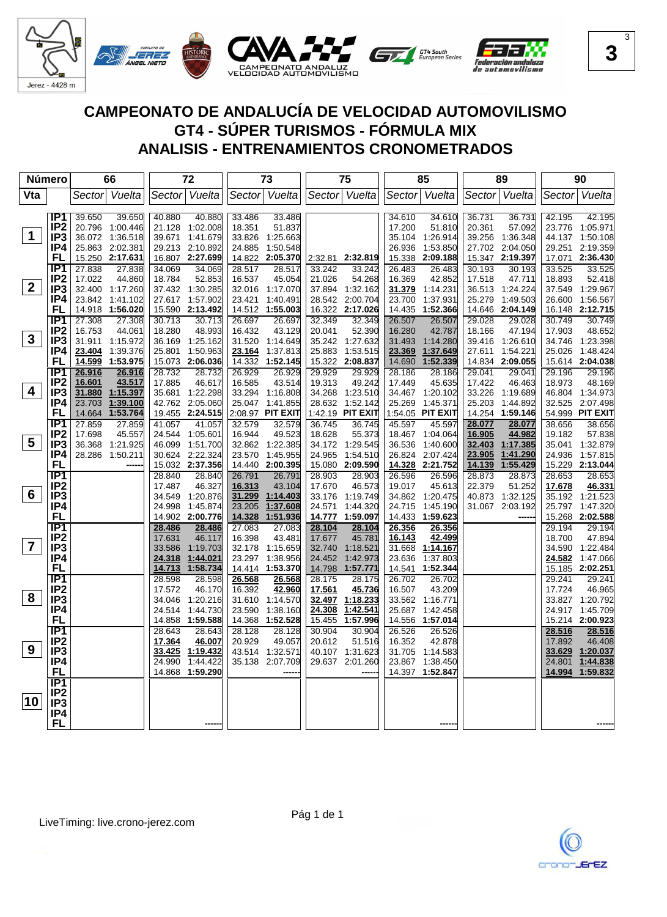# CAMPEONATO DE ANDALUCÍA DE VELOCIDAD AUTOMOVILISMO

## GT4 - SÚPER TURISMOS - FÓRMULA MIX

## ANALISIS - ENTRENAMIENTOS CRONOMETRADOS

| Número | | 66 | | 72 | | 73 | | 75 | | 85 | | 89 | | 90 | |
|---|---|---|---|---|---|---|---|---|---|---|---|---|---|---|---|
| Vta | | Sector | Vuelta | Sector | Vuelta | Sector | Vuelta | Sector | Vuelta | Sector | Vuelta | Sector | Vuelta | Sector | Vuelta |
| 1 | IP1 | 39.650 | 39.650 | 40.880 | 40.880 | 33.486 | 33.486 | | | 34.610 | 34.610 | 36.731 | 36.731 | 42.195 | 42.195 |
| | IP2 | 20.796 | 1:00.446 | 21.128 | 1:02.008 | 18.351 | 51.837 | | | 17.200 | 51.810 | 20.361 | 57.092 | 23.776 | 1:05.971 |
| | IP3 | 36.072 | 1:36.518 | 39.671 | 1:41.679 | 33.826 | 1:25.663 | | | 35.104 | 1:26.914 | 39.256 | 1:36.348 | 44.137 | 1:50.108 |
| | IP4 | 25.863 | 2:02.381 | 29.213 | 2:10.892 | 24.885 | 1:50.548 | | | 26.936 | 1:53.850 | 27.702 | 2:04.050 | 29.251 | 2:19.359 |
| | FL | 15.250 | 2:17.631 | 16.807 | 2:27.699 | 14.822 | 2:05.370 | 2:32.81 | 2:32.819 | 15.338 | 2:09.188 | 15.347 | 2:19.397 | 17.071 | 2:36.430 |
| 2 | IP1 | 27.838 | 27.838 | 34.069 | 34.069 | 28.517 | 28.517 | 33.242 | 33.242 | 26.483 | 26.483 | 30.193 | 30.193 | 33.525 | 33.525 |
| | IP2 | 17.022 | 44.860 | 18.784 | 52.853 | 16.537 | 45.054 | 21.026 | 54.268 | 16.369 | 42.852 | 17.518 | 47.711 | 18.893 | 52.418 |
| | IP3 | 32.400 | 1:17.260 | 37.432 | 1:30.285 | 32.016 | 1:17.070 | 37.894 | 1:32.162 | 31.379 | 1:14.231 | 36.513 | 1:24.224 | 37.549 | 1:29.967 |
| | IP4 | 23.842 | 1:41.102 | 27.617 | 1:57.902 | 23.421 | 1:40.491 | 28.542 | 2:00.704 | 23.700 | 1:37.931 | 25.279 | 1:49.503 | 26.600 | 1:56.567 |
| | FL | 14.918 | 1:56.020 | 15.590 | 2:13.492 | 14.512 | 1:55.003 | 16.322 | 2:17.026 | 14.435 | 1:52.366 | 14.646 | 2:04.149 | 16.148 | 2:12.715 |
| 3 | IP1 | 27.308 | 27.308 | 30.713 | 30.713 | 26.697 | 26.697 | 32.349 | 32.349 | 26.507 | 26.507 | 29.028 | 29.028 | 30.749 | 30.749 |
| | IP2 | 16.753 | 44.061 | 18.280 | 48.993 | 16.432 | 43.129 | 20.041 | 52.390 | 16.280 | 42.787 | 18.166 | 47.194 | 17.903 | 48.652 |
| | IP3 | 31.911 | 1:15.972 | 36.169 | 1:25.162 | 31.520 | 1:14.649 | 35.242 | 1:27.632 | 31.493 | 1:14.280 | 39.416 | 1:26.610 | 34.746 | 1:23.398 |
| | IP4 | 23.404 | 1:39.376 | 25.801 | 1:50.963 | 23.164 | 1:37.813 | 25.883 | 1:53.515 | 23.369 | 1:37.649 | 27.611 | 1:54.221 | 25.026 | 1:48.424 |
| | FL | 14.599 | 1:53.975 | 15.073 | 2:06.036 | 14.332 | 1:52.145 | 15.322 | 2:08.837 | 14.690 | 1:52.339 | 14.834 | 2:09.055 | 15.614 | 2:04.038 |
| 4 | IP1 | 26.916 | 26.916 | 28.732 | 28.732 | 26.929 | 26.929 | 29.929 | 29.929 | 28.186 | 28.186 | 29.041 | 29.041 | 29.196 | 29.196 |
| | IP2 | 16.601 | 43.517 | 17.885 | 46.617 | 16.585 | 43.514 | 19.313 | 49.242 | 17.449 | 45.635 | 17.422 | 46.463 | 18.973 | 48.169 |
| | IP3 | 31.880 | 1:15.397 | 35.681 | 1:22.298 | 33.294 | 1:16.808 | 34.268 | 1:23.510 | 34.467 | 1:20.102 | 33.226 | 1:19.689 | 46.804 | 1:34.973 |
| | IP4 | 23.703 | 1:39.100 | 42.762 | 2:05.060 | 25.047 | 1:41.855 | 28.632 | 1:52.142 | 25.269 | 1:45.371 | 25.203 | 1:44.892 | 32.525 | 2:07.498 |
| | FL | 14.664 | 1:53.764 | 19.455 | 2:24.515 | 2:08.97 | PIT EXIT | 1:42.19 | PIT EXIT | 1:54.05 | PIT EXIT | 14.254 | 1:59.146 | 54.999 | PIT EXIT |
| 5 | IP1 | 27.859 | 27.859 | 41.057 | 41.057 | 32.579 | 32.579 | 36.745 | 36.745 | 45.597 | 45.597 | 28.077 | 28.077 | 38.656 | 38.656 |
| | IP2 | 17.698 | 45.557 | 24.544 | 1:05.601 | 16.944 | 49.523 | 18.628 | 55.373 | 18.467 | 1:04.064 | 16.905 | 44.982 | 19.182 | 57.838 |
| | IP3 | 36.368 | 1:21.925 | 46.099 | 1:51.700 | 32.862 | 1:22.385 | 34.172 | 1:29.545 | 36.536 | 1:40.600 | 32.403 | 1:17.385 | 35.041 | 1:32.879 |
| | IP4 | 28.286 | 1:50.211 | 30.624 | 2:22.324 | 23.570 | 1:45.955 | 24.965 | 1:54.510 | 26.824 | 2:07.424 | 23.905 | 1:41.290 | 24.936 | 1:57.815 |
| | FL | | ------ | 15.032 | 2:37.356 | 14.440 | 2:00.395 | 15.080 | 2:09.590 | 14.328 | 2:21.752 | 14.139 | 1:55.429 | 15.229 | 2:13.044 |
| 6 | IP1 | | | 28.840 | 28.840 | 26.791 | 26.791 | 28.903 | 28.903 | 26.596 | 26.596 | 28.873 | 28.873 | 28.653 | 28.653 |
| | IP2 | | | 17.487 | 46.327 | 16.313 | 43.104 | 17.670 | 46.573 | 19.017 | 45.613 | 22.379 | 51.252 | 17.678 | 46.331 |
| | IP3 | | | 34.549 | 1:20.876 | 31.299 | 1:14.403 | 33.176 | 1:19.749 | 34.862 | 1:20.475 | 40.873 | 1:32.125 | 35.192 | 1:21.523 |
| | IP4 | | | 24.998 | 1:45.874 | 23.205 | 1:37.608 | 24.571 | 1:44.320 | 24.715 | 1:45.190 | 31.067 | 2:03.192 | 25.797 | 1:47.320 |
| | FL | | | 14.902 | 2:00.776 | 14.328 | 1:51.936 | 14.777 | 1:59.097 | 14.433 | 1:59.623 | | ------ | 15.268 | 2:02.588 |
| 7 | IP1 | | | 28.486 | 28.486 | 27.083 | 27.083 | 28.104 | 28.104 | 26.356 | 26.356 | | | 29.194 | 29.194 |
| | IP2 | | | 17.631 | 46.117 | 16.398 | 43.481 | 17.677 | 45.781 | 16.143 | 42.499 | | | 18.700 | 47.894 |
| | IP3 | | | 33.586 | 1:19.703 | 32.178 | 1:15.659 | 32.740 | 1:18.521 | 31.668 | 1:14.167 | | | 34.590 | 1:22.484 |
| | IP4 | | | 24.318 | 1:44.021 | 23.297 | 1:38.956 | 24.452 | 1:42.973 | 23.636 | 1:37.803 | | | 24.582 | 1:47.066 |
| | FL | | | 14.713 | 1:58.734 | 14.414 | 1:53.370 | 14.798 | 1:57.771 | 14.541 | 1:52.344 | | | 15.185 | 2:02.251 |
| 8 | IP1 | | | 28.598 | 28.598 | 26.568 | 26.568 | 28.175 | 28.175 | 26.702 | 26.702 | | | 29.241 | 29.241 |
| | IP2 | | | 17.572 | 46.170 | 16.392 | 42.960 | 17.561 | 45.736 | 16.507 | 43.209 | | | 17.724 | 46.965 |
| | IP3 | | | 34.046 | 1:20.216 | 31.610 | 1:14.570 | 32.497 | 1:18.233 | 33.562 | 1:16.771 | | | 33.827 | 1:20.792 |
| | IP4 | | | 24.514 | 1:44.730 | 23.590 | 1:38.160 | 24.308 | 1:42.541 | 25.687 | 1:42.458 | | | 24.917 | 1:45.709 |
| | FL | | | 14.858 | 1:59.588 | 14.368 | 1:52.528 | 15.455 | 1:57.996 | 14.556 | 1:57.014 | | | 15.214 | 2:00.923 |
| 9 | IP1 | | | 28.643 | 28.643 | 28.128 | 28.128 | 30.904 | 30.904 | 26.526 | 26.526 | | | 28.516 | 28.516 |
| | IP2 | | | 17.364 | 46.007 | 20.929 | 49.057 | 20.612 | 51.516 | 16.352 | 42.878 | | | 17.892 | 46.408 |
| | IP3 | | | 33.425 | 1:19.432 | 43.514 | 1:32.571 | 40.107 | 1:31.623 | 31.705 | 1:14.583 | | | 33.629 | 1:20.037 |
| | IP4 | | | 24.990 | 1:44.422 | 35.138 | 2:07.709 | 29.637 | 2:01.260 | 23.867 | 1:38.450 | | | 24.801 | 1:44.838 |
| | FL | | | 14.868 | 1:59.290 | | ------ | | ------ | 14.397 | 1:52.847 | | | 14.994 | 1:59.832 |
| 10 | IP1 | | | | | | | | | | | | | | |
| | IP2 | | | | | | | | | | | | | | |
| | IP3 | | | | | | | | | | | | | | |
| | IP4 | | | | | | | | | | | | | | |
| | FL | | | | ------ | | | | | | ------ | | | | ------ |

LiveTiming: live.crono-jerez.com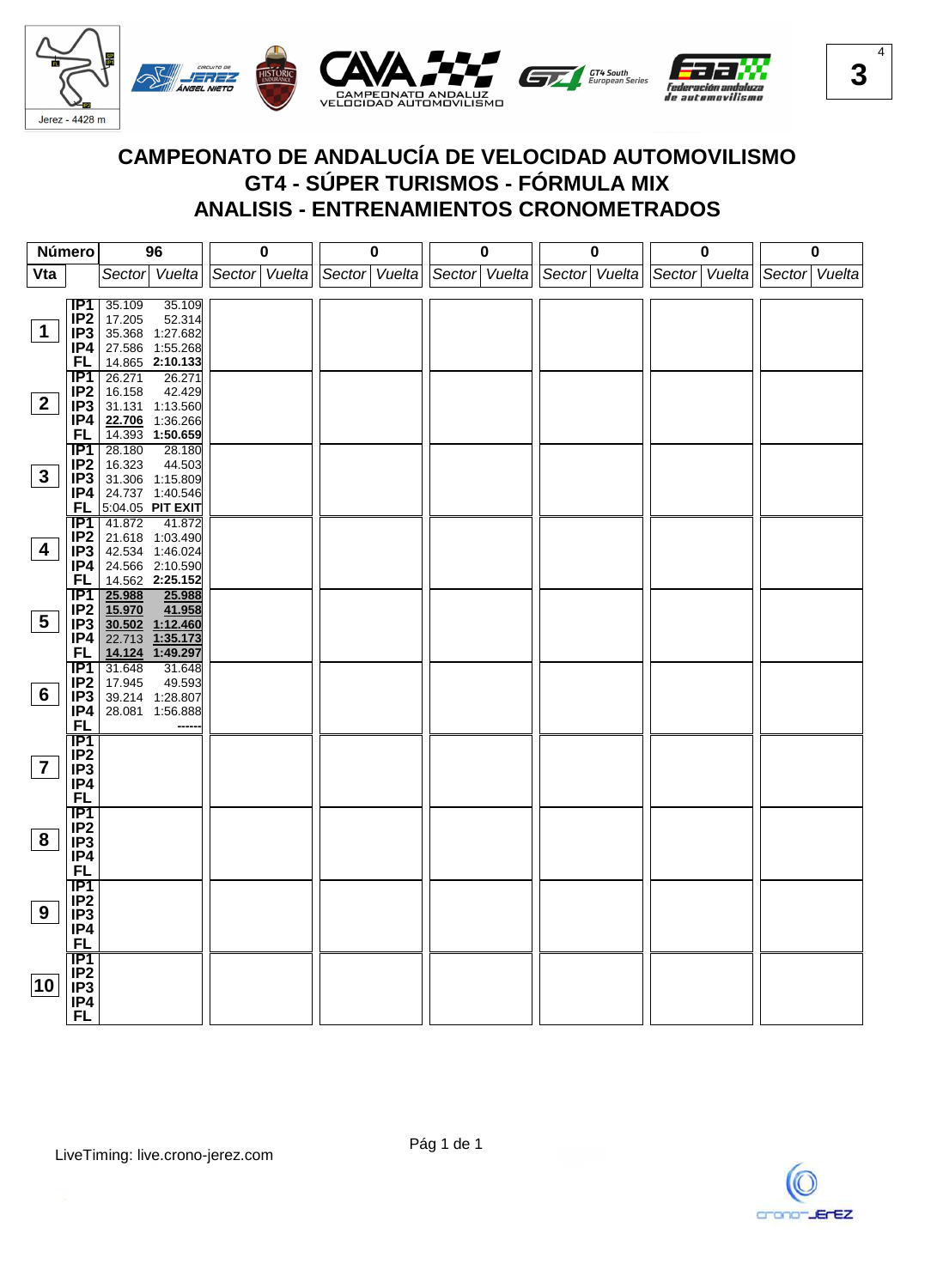# CAMPEONATO DE ANDALUCÍA DE VELOCIDAD AUTOMOVILISMO

## GT4 - SÚPER TURISMOS - FÓRMULA MIX

## ANALISIS - ENTRENAMIENTOS CRONOMETRADOS

Jerez - 4428 m

3

| Número | | 96 | | 0 | | 0 | | 0 | | 0 | | 0 | | 0 | |
|---|---|---|---|---|---|---|---|---|---|---|---|---|---|---|---|
| Vta | | Sector | Vuelta | Sector | Vuelta | Sector | Vuelta | Sector | Vuelta | Sector | Vuelta | Sector | Vuelta | Sector | Vuelta |
| 1 | IP1 | 35.109 | 35.109 | | | | | | | | | | | | |
| | IP2 | 17.205 | 52.314 | | | | | | | | | | | | |
| | IP3 | 35.368 | 1:27.682 | | | | | | | | | | | | |
| | IP4 | 27.586 | 1:55.268 | | | | | | | | | | | | |
| | FL | 14.865 | **2:10.133** | | | | | | | | | | | | |
| 2 | IP1 | 26.271 | 26.271 | | | | | | | | | | | | |
| | IP2 | 16.158 | 42.429 | | | | | | | | | | | | |
| | IP3 | 31.131 | 1:13.560 | | | | | | | | | | | | |
| | IP4 | **22.706** | 1:36.266 | | | | | | | | | | | | |
| | FL | 14.393 | **1:50.659** | | | | | | | | | | | | |
| 3 | IP1 | 28.180 | 28.180 | | | | | | | | | | | | |
| | IP2 | 16.323 | 44.503 | | | | | | | | | | | | |
| | IP3 | 31.306 | 1:15.809 | | | | | | | | | | | | |
| | IP4 | 24.737 | 1:40.546 | | | | | | | | | | | | |
| | FL | 5:04.05 | **PIT EXIT** | | | | | | | | | | | | |
| 4 | IP1 | 41.872 | 41.872 | | | | | | | | | | | | |
| | IP2 | 21.618 | 1:03.490 | | | | | | | | | | | | |
| | IP3 | 42.534 | 1:46.024 | | | | | | | | | | | | |
| | IP4 | 24.566 | 2:10.590 | | | | | | | | | | | | |
| | FL | 14.562 | **2:25.152** | | | | | | | | | | | | |
| 5 | IP1 | **25.988** | **25.988** | | | | | | | | | | | | |
| | IP2 | **15.970** | **41.958** | | | | | | | | | | | | |
| | IP3 | **30.502** | **1:12.460** | | | | | | | | | | | | |
| | IP4 | 22.713 | **1:35.173** | | | | | | | | | | | | |
| | FL | **14.124** | **1:49.297** | | | | | | | | | | | | |
| 6 | IP1 | 31.648 | 31.648 | | | | | | | | | | | | |
| | IP2 | 17.945 | 49.593 | | | | | | | | | | | | |
| | IP3 | 39.214 | 1:28.807 | | | | | | | | | | | | |
| | IP4 | 28.081 | 1:56.888 | | | | | | | | | | | | |
| | FL | | ------ | | | | | | | | | | | | |
| 7 | IP1 | | | | | | | | | | | | | | |
| | IP2 | | | | | | | | | | | | | | |
| | IP3 | | | | | | | | | | | | | | |
| | IP4 | | | | | | | | | | | | | | |
| | FL | | | | | | | | | | | | | | |
| 8 | IP1 | | | | | | | | | | | | | | |
| | IP2 | | | | | | | | | | | | | | |
| | IP3 | | | | | | | | | | | | | | |
| | IP4 | | | | | | | | | | | | | | |
| | FL | | | | | | | | | | | | | | |
| 9 | IP1 | | | | | | | | | | | | | | |
| | IP2 | | | | | | | | | | | | | | |
| | IP3 | | | | | | | | | | | | | | |
| | IP4 | | | | | | | | | | | | | | |
| | FL | | | | | | | | | | | | | | |
| 10 | IP1 | | | | | | | | | | | | | | |
| | IP2 | | | | | | | | | | | | | | |
| | IP3 | | | | | | | | | | | | | | |
| | IP4 | | | | | | | | | | | | | | |
| | FL | | | | | | | | | | | | | | |

LiveTiming: live.crono-jerez.com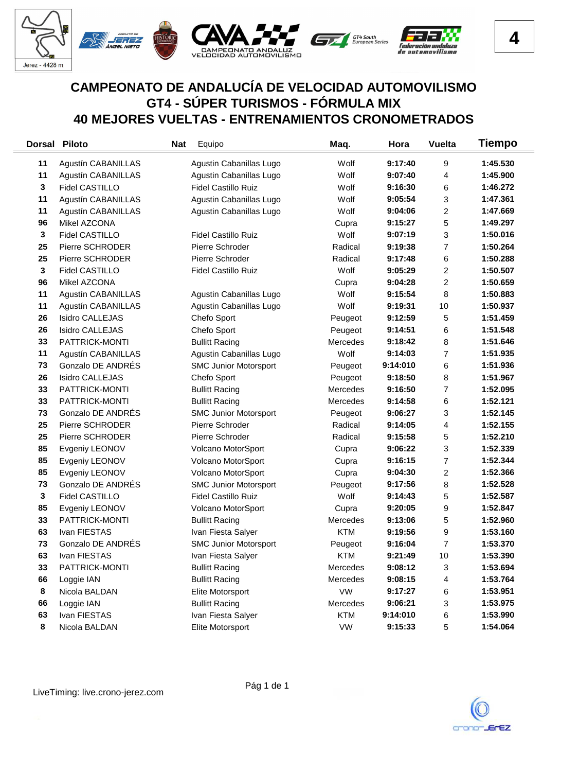# CAMPEONATO DE ANDALUCÍA DE VELOCIDAD AUTOMOVILISMO
# GT4 - SÚPER TURISMOS - FÓRMULA MIX
# 40 MEJORES VUELTAS - ENTRENAMIENTOS CRONOMETRADOS

| Dorsal | Piloto | Nat | Equipo | Maq. | Hora | Vuelta | Tiempo |
|---|---|---|---|---|---|---|---|
| 11 | Agustín CABANILLAS | | Agustin Cabanillas Lugo | Wolf | 9:17:40 | 9 | 1:45.530 |
| 11 | Agustín CABANILLAS | | Agustin Cabanillas Lugo | Wolf | 9:07:40 | 4 | 1:45.900 |
| 3 | Fidel CASTILLO | | Fidel Castillo Ruiz | Wolf | 9:16:30 | 6 | 1:46.272 |
| 11 | Agustín CABANILLAS | | Agustin Cabanillas Lugo | Wolf | 9:05:54 | 3 | 1:47.361 |
| 11 | Agustín CABANILLAS | | Agustin Cabanillas Lugo | Wolf | 9:04:06 | 2 | 1:47.669 |
| 96 | Mikel AZCONA | | | Cupra | 9:15:27 | 5 | 1:49.297 |
| 3 | Fidel CASTILLO | | Fidel Castillo Ruiz | Wolf | 9:07:19 | 3 | 1:50.016 |
| 25 | Pierre SCHRODER | | Pierre Schroder | Radical | 9:19:38 | 7 | 1:50.264 |
| 25 | Pierre SCHRODER | | Pierre Schroder | Radical | 9:17:48 | 6 | 1:50.288 |
| 3 | Fidel CASTILLO | | Fidel Castillo Ruiz | Wolf | 9:05:29 | 2 | 1:50.507 |
| 96 | Mikel AZCONA | | | Cupra | 9:04:28 | 2 | 1:50.659 |
| 11 | Agustín CABANILLAS | | Agustin Cabanillas Lugo | Wolf | 9:15:54 | 8 | 1:50.883 |
| 11 | Agustín CABANILLAS | | Agustin Cabanillas Lugo | Wolf | 9:19:31 | 10 | 1:50.937 |
| 26 | Isidro CALLEJAS | | Chefo Sport | Peugeot | 9:12:59 | 5 | 1:51.459 |
| 26 | Isidro CALLEJAS | | Chefo Sport | Peugeot | 9:14:51 | 6 | 1:51.548 |
| 33 | PATTRICK-MONTI | | Bullitt Racing | Mercedes | 9:18:42 | 8 | 1:51.646 |
| 11 | Agustín CABANILLAS | | Agustin Cabanillas Lugo | Wolf | 9:14:03 | 7 | 1:51.935 |
| 73 | Gonzalo DE ANDRÉS | | SMC Junior Motorsport | Peugeot | 9:14:010 | 6 | 1:51.936 |
| 26 | Isidro CALLEJAS | | Chefo Sport | Peugeot | 9:18:50 | 8 | 1:51.967 |
| 33 | PATTRICK-MONTI | | Bullitt Racing | Mercedes | 9:16:50 | 7 | 1:52.095 |
| 33 | PATTRICK-MONTI | | Bullitt Racing | Mercedes | 9:14:58 | 6 | 1:52.121 |
| 73 | Gonzalo DE ANDRÉS | | SMC Junior Motorsport | Peugeot | 9:06:27 | 3 | 1:52.145 |
| 25 | Pierre SCHRODER | | Pierre Schroder | Radical | 9:14:05 | 4 | 1:52.155 |
| 25 | Pierre SCHRODER | | Pierre Schroder | Radical | 9:15:58 | 5 | 1:52.210 |
| 85 | Evgeniy LEONOV | | Volcano MotorSport | Cupra | 9:06:22 | 3 | 1:52.339 |
| 85 | Evgeniy LEONOV | | Volcano MotorSport | Cupra | 9:16:15 | 7 | 1:52.344 |
| 85 | Evgeniy LEONOV | | Volcano MotorSport | Cupra | 9:04:30 | 2 | 1:52.366 |
| 73 | Gonzalo DE ANDRÉS | | SMC Junior Motorsport | Peugeot | 9:17:56 | 8 | 1:52.528 |
| 3 | Fidel CASTILLO | | Fidel Castillo Ruiz | Wolf | 9:14:43 | 5 | 1:52.587 |
| 85 | Evgeniy LEONOV | | Volcano MotorSport | Cupra | 9:20:05 | 9 | 1:52.847 |
| 33 | PATTRICK-MONTI | | Bullitt Racing | Mercedes | 9:13:06 | 5 | 1:52.960 |
| 63 | Ivan FIESTAS | | Ivan Fiesta Salyer | KTM | 9:19:56 | 9 | 1:53.160 |
| 73 | Gonzalo DE ANDRÉS | | SMC Junior Motorsport | Peugeot | 9:16:04 | 7 | 1:53.370 |
| 63 | Ivan FIESTAS | | Ivan Fiesta Salyer | KTM | 9:21:49 | 10 | 1:53.390 |
| 33 | PATTRICK-MONTI | | Bullitt Racing | Mercedes | 9:08:12 | 3 | 1:53.694 |
| 66 | Loggie IAN | | Bullitt Racing | Mercedes | 9:08:15 | 4 | 1:53.764 |
| 8 | Nicola BALDAN | | Elite Motorsport | VW | 9:17:27 | 6 | 1:53.951 |
| 66 | Loggie IAN | | Bullitt Racing | Mercedes | 9:06:21 | 3 | 1:53.975 |
| 63 | Ivan FIESTAS | | Ivan Fiesta Salyer | KTM | 9:14:010 | 6 | 1:53.990 |
| 8 | Nicola BALDAN | | Elite Motorsport | VW | 9:15:33 | 5 | 1:54.064 |

LiveTiming: live.crono-jerez.com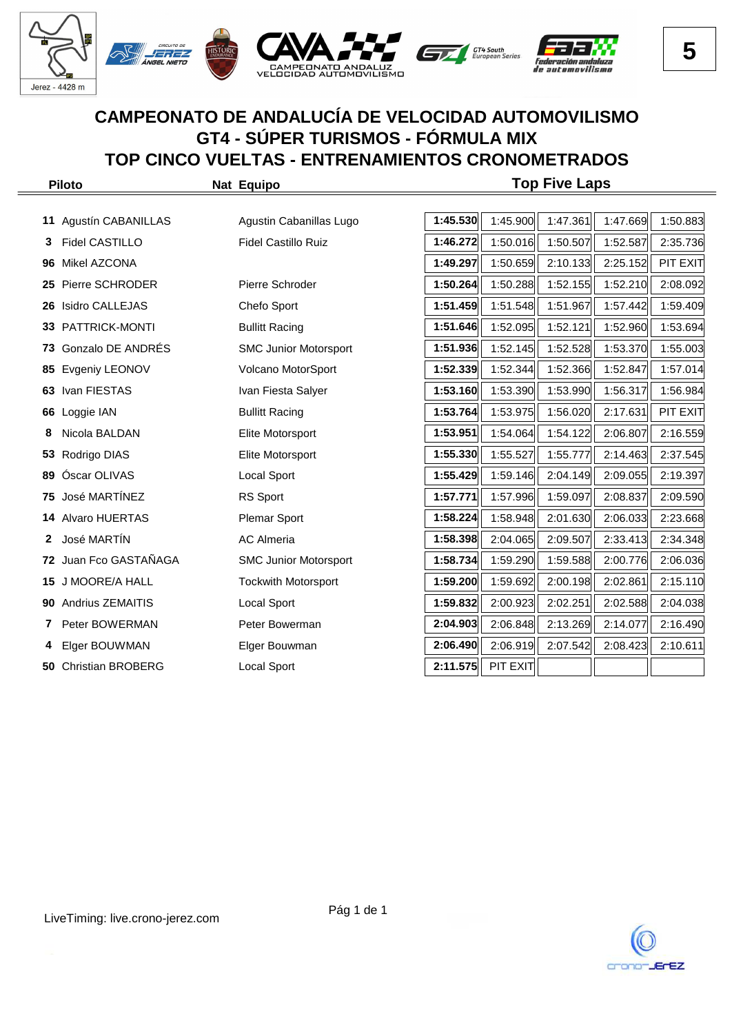# CAMPEONATO DE ANDALUCÍA DE VELOCIDAD AUTOMOVILISMO
# GT4 - SÚPER TURISMOS - FÓRMULA MIX
# TOP CINCO VUELTAS - ENTRENAMIENTOS CRONOMETRADOS

| | Piloto | Nat | Equipo | Top Five Laps | | | | |
|---|---|---|---|---|---|---|---|---|
| 11 | Agustín CABANILLAS | | Agustin Cabanillas Lugo | **1:45.530** | 1:45.900 | 1:47.361 | 1:47.669 | 1:50.883 |
| 3 | Fidel CASTILLO | | Fidel Castillo Ruiz | **1:46.272** | 1:50.016 | 1:50.507 | 1:52.587 | 2:35.736 |
| 96 | Mikel AZCONA | | | **1:49.297** | 1:50.659 | 2:10.133 | 2:25.152 | PIT EXIT |
| 25 | Pierre SCHRODER | | Pierre Schroder | **1:50.264** | 1:50.288 | 1:52.155 | 1:52.210 | 2:08.092 |
| 26 | Isidro CALLEJAS | | Chefo Sport | **1:51.459** | 1:51.548 | 1:51.967 | 1:57.442 | 1:59.409 |
| 33 | PATTRICK-MONTI | | Bullitt Racing | **1:51.646** | 1:52.095 | 1:52.121 | 1:52.960 | 1:53.694 |
| 73 | Gonzalo DE ANDRÉS | | SMC Junior Motorsport | **1:51.936** | 1:52.145 | 1:52.528 | 1:53.370 | 1:55.003 |
| 85 | Evgeniy LEONOV | | Volcano MotorSport | **1:52.339** | 1:52.344 | 1:52.366 | 1:52.847 | 1:57.014 |
| 63 | Ivan FIESTAS | | Ivan Fiesta Salyer | **1:53.160** | 1:53.390 | 1:53.990 | 1:56.317 | 1:56.984 |
| 66 | Loggie IAN | | Bullitt Racing | **1:53.764** | 1:53.975 | 1:56.020 | 2:17.631 | PIT EXIT |
| 8 | Nicola BALDAN | | Elite Motorsport | **1:53.951** | 1:54.064 | 1:54.122 | 2:06.807 | 2:16.559 |
| 53 | Rodrigo DIAS | | Elite Motorsport | **1:55.330** | 1:55.527 | 1:55.777 | 2:14.463 | 2:37.545 |
| 89 | Óscar OLIVAS | | Local Sport | **1:55.429** | 1:59.146 | 2:04.149 | 2:09.055 | 2:19.397 |
| 75 | José MARTÍNEZ | | RS Sport | **1:57.771** | 1:57.996 | 1:59.097 | 2:08.837 | 2:09.590 |
| 14 | Alvaro HUERTAS | | Plemar Sport | **1:58.224** | 1:58.948 | 2:01.630 | 2:06.033 | 2:23.668 |
| 2 | José MARTÍN | | AC Almeria | **1:58.398** | 2:04.065 | 2:09.507 | 2:33.413 | 2:34.348 |
| 72 | Juan Fco GASTAÑAGA | | SMC Junior Motorsport | **1:58.734** | 1:59.290 | 1:59.588 | 2:00.776 | 2:06.036 |
| 15 | J MOORE/A HALL | | Tockwith Motorsport | **1:59.200** | 1:59.692 | 2:00.198 | 2:02.861 | 2:15.110 |
| 90 | Andrius ZEMAITIS | | Local Sport | **1:59.832** | 2:00.923 | 2:02.251 | 2:02.588 | 2:04.038 |
| 7 | Peter BOWERMAN | | Peter Bowerman | **2:04.903** | 2:06.848 | 2:13.269 | 2:14.077 | 2:16.490 |
| 4 | Elger BOUWMAN | | Elger Bouwman | **2:06.490** | 2:06.919 | 2:07.542 | 2:08.423 | 2:10.611 |
| 50 | Christian BROBERG | | Local Sport | **2:11.575** | PIT EXIT | | | |

LiveTiming: live.crono-jerez.com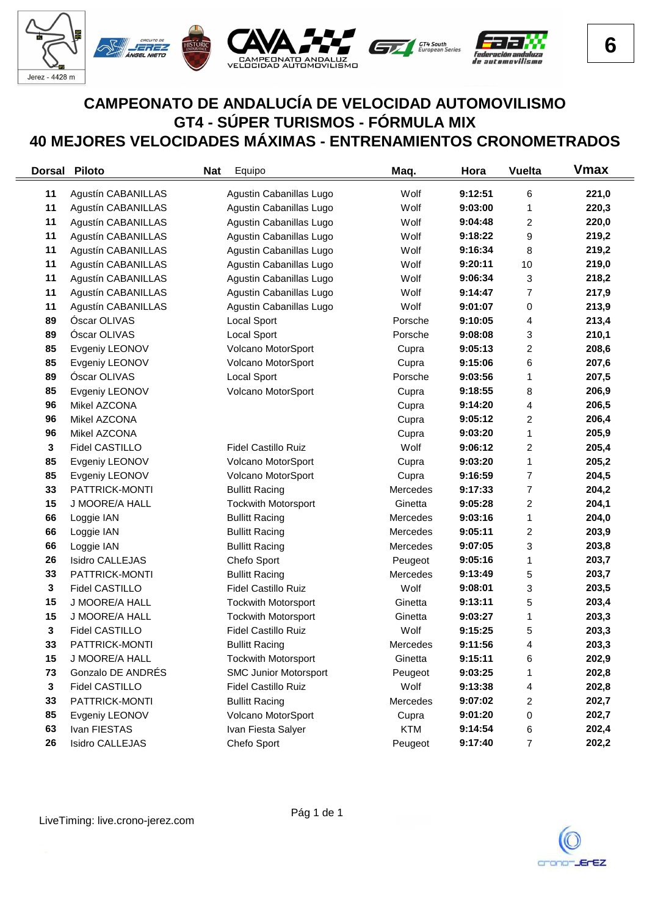# CAMPEONATO DE ANDALUCÍA DE VELOCIDAD AUTOMOVILISMO
# GT4 - SÚPER TURISMOS - FÓRMULA MIX
# 40 MEJORES VELOCIDADES MÁXIMAS - ENTRENAMIENTOS CRONOMETRADOS

| Dorsal | Piloto | Nat | Equipo | Maq. | Hora | Vuelta | Vmax |
|---|---|---|---|---|---|---|---|
| 11 | Agustín CABANILLAS | | Agustin Cabanillas Lugo | Wolf | 9:12:51 | 6 | 221,0 |
| 11 | Agustín CABANILLAS | | Agustin Cabanillas Lugo | Wolf | 9:03:00 | 1 | 220,3 |
| 11 | Agustín CABANILLAS | | Agustin Cabanillas Lugo | Wolf | 9:04:48 | 2 | 220,0 |
| 11 | Agustín CABANILLAS | | Agustin Cabanillas Lugo | Wolf | 9:18:22 | 9 | 219,2 |
| 11 | Agustín CABANILLAS | | Agustin Cabanillas Lugo | Wolf | 9:16:34 | 8 | 219,2 |
| 11 | Agustín CABANILLAS | | Agustin Cabanillas Lugo | Wolf | 9:20:11 | 10 | 219,0 |
| 11 | Agustín CABANILLAS | | Agustin Cabanillas Lugo | Wolf | 9:06:34 | 3 | 218,2 |
| 11 | Agustín CABANILLAS | | Agustin Cabanillas Lugo | Wolf | 9:14:47 | 7 | 217,9 |
| 11 | Agustín CABANILLAS | | Agustin Cabanillas Lugo | Wolf | 9:01:07 | 0 | 213,9 |
| 89 | Óscar OLIVAS | | Local Sport | Porsche | 9:10:05 | 4 | 213,4 |
| 89 | Óscar OLIVAS | | Local Sport | Porsche | 9:08:08 | 3 | 210,1 |
| 85 | Evgeniy LEONOV | | Volcano MotorSport | Cupra | 9:05:13 | 2 | 208,6 |
| 85 | Evgeniy LEONOV | | Volcano MotorSport | Cupra | 9:15:06 | 6 | 207,6 |
| 89 | Óscar OLIVAS | | Local Sport | Porsche | 9:03:56 | 1 | 207,5 |
| 85 | Evgeniy LEONOV | | Volcano MotorSport | Cupra | 9:18:55 | 8 | 206,9 |
| 96 | Mikel AZCONA | | | Cupra | 9:14:20 | 4 | 206,5 |
| 96 | Mikel AZCONA | | | Cupra | 9:05:12 | 2 | 206,4 |
| 96 | Mikel AZCONA | | | Cupra | 9:03:20 | 1 | 205,9 |
| 3 | Fidel CASTILLO | | Fidel Castillo Ruiz | Wolf | 9:06:12 | 2 | 205,4 |
| 85 | Evgeniy LEONOV | | Volcano MotorSport | Cupra | 9:03:20 | 1 | 205,2 |
| 85 | Evgeniy LEONOV | | Volcano MotorSport | Cupra | 9:16:59 | 7 | 204,5 |
| 33 | PATTRICK-MONTI | | Bullitt Racing | Mercedes | 9:17:33 | 7 | 204,2 |
| 15 | J MOORE/A HALL | | Tockwith Motorsport | Ginetta | 9:05:28 | 2 | 204,1 |
| 66 | Loggie IAN | | Bullitt Racing | Mercedes | 9:03:16 | 1 | 204,0 |
| 66 | Loggie IAN | | Bullitt Racing | Mercedes | 9:05:11 | 2 | 203,9 |
| 66 | Loggie IAN | | Bullitt Racing | Mercedes | 9:07:05 | 3 | 203,8 |
| 26 | Isidro CALLEJAS | | Chefo Sport | Peugeot | 9:05:16 | 1 | 203,7 |
| 33 | PATTRICK-MONTI | | Bullitt Racing | Mercedes | 9:13:49 | 5 | 203,7 |
| 3 | Fidel CASTILLO | | Fidel Castillo Ruiz | Wolf | 9:08:01 | 3 | 203,5 |
| 15 | J MOORE/A HALL | | Tockwith Motorsport | Ginetta | 9:13:11 | 5 | 203,4 |
| 15 | J MOORE/A HALL | | Tockwith Motorsport | Ginetta | 9:03:27 | 1 | 203,3 |
| 3 | Fidel CASTILLO | | Fidel Castillo Ruiz | Wolf | 9:15:25 | 5 | 203,3 |
| 33 | PATTRICK-MONTI | | Bullitt Racing | Mercedes | 9:11:56 | 4 | 203,3 |
| 15 | J MOORE/A HALL | | Tockwith Motorsport | Ginetta | 9:15:11 | 6 | 202,9 |
| 73 | Gonzalo DE ANDRÉS | | SMC Junior Motorsport | Peugeot | 9:03:25 | 1 | 202,8 |
| 3 | Fidel CASTILLO | | Fidel Castillo Ruiz | Wolf | 9:13:38 | 4 | 202,8 |
| 33 | PATTRICK-MONTI | | Bullitt Racing | Mercedes | 9:07:02 | 2 | 202,7 |
| 85 | Evgeniy LEONOV | | Volcano MotorSport | Cupra | 9:01:20 | 0 | 202,7 |
| 63 | Ivan FIESTAS | | Ivan Fiesta Salyer | KTM | 9:14:54 | 6 | 202,4 |
| 26 | Isidro CALLEJAS | | Chefo Sport | Peugeot | 9:17:40 | 7 | 202,2 |

LiveTiming: live.crono-jerez.com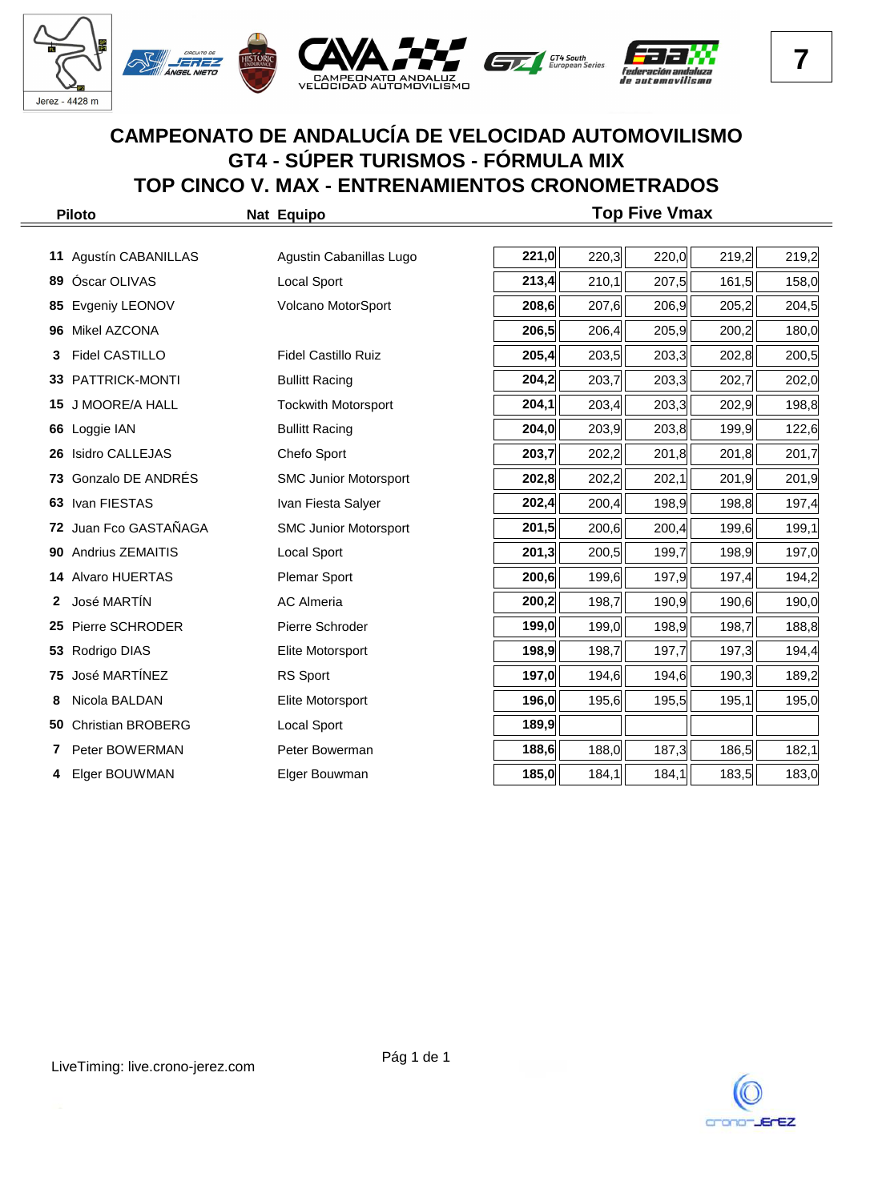# CAMPEONATO DE ANDALUCÍA DE VELOCIDAD AUTOMOVILISMO
## GT4 - SÚPER TURISMOS - FÓRMULA MIX
## TOP CINCO V. MAX - ENTRENAMIENTOS CRONOMETRADOS

| | Piloto | Nat | Equipo | Top Five Vmax | | | | |
|---|---|---|---|---|---|---|---|---|
| **11** | Agustín CABANILLAS | | Agustin Cabanillas Lugo | **221,0** | 220,3 | 220,0 | 219,2 | 219,2 |
| **89** | Óscar OLIVAS | | Local Sport | **213,4** | 210,1 | 207,5 | 161,5 | 158,0 |
| **85** | Evgeniy LEONOV | | Volcano MotorSport | **208,6** | 207,6 | 206,9 | 205,2 | 204,5 |
| **96** | Mikel AZCONA | | | **206,5** | 206,4 | 205,9 | 200,2 | 180,0 |
| **3** | Fidel CASTILLO | | Fidel Castillo Ruiz | **205,4** | 203,5 | 203,3 | 202,8 | 200,5 |
| **33** | PATTRICK-MONTI | | Bullitt Racing | **204,2** | 203,7 | 203,3 | 202,7 | 202,0 |
| **15** | J MOORE/A HALL | | Tockwith Motorsport | **204,1** | 203,4 | 203,3 | 202,9 | 198,8 |
| **66** | Loggie IAN | | Bullitt Racing | **204,0** | 203,9 | 203,8 | 199,9 | 122,6 |
| **26** | Isidro CALLEJAS | | Chefo Sport | **203,7** | 202,2 | 201,8 | 201,8 | 201,7 |
| **73** | Gonzalo DE ANDRÉS | | SMC Junior Motorsport | **202,8** | 202,2 | 202,1 | 201,9 | 201,9 |
| **63** | Ivan FIESTAS | | Ivan Fiesta Salyer | **202,4** | 200,4 | 198,9 | 198,8 | 197,4 |
| **72** | Juan Fco GASTAÑAGA | | SMC Junior Motorsport | **201,5** | 200,6 | 200,4 | 199,6 | 199,1 |
| **90** | Andrius ZEMAITIS | | Local Sport | **201,3** | 200,5 | 199,7 | 198,9 | 197,0 |
| **14** | Alvaro HUERTAS | | Plemar Sport | **200,6** | 199,6 | 197,9 | 197,4 | 194,2 |
| **2** | José MARTÍN | | AC Almeria | **200,2** | 198,7 | 190,9 | 190,6 | 190,0 |
| **25** | Pierre SCHRODER | | Pierre Schroder | **199,0** | 199,0 | 198,9 | 198,7 | 188,8 |
| **53** | Rodrigo DIAS | | Elite Motorsport | **198,9** | 198,7 | 197,7 | 197,3 | 194,4 |
| **75** | José MARTÍNEZ | | RS Sport | **197,0** | 194,6 | 194,6 | 190,3 | 189,2 |
| **8** | Nicola BALDAN | | Elite Motorsport | **196,0** | 195,6 | 195,5 | 195,1 | 195,0 |
| **50** | Christian BROBERG | | Local Sport | **189,9** | | | | |
| **7** | Peter BOWERMAN | | Peter Bowerman | **188,6** | 188,0 | 187,3 | 186,5 | 182,1 |
| **4** | Elger BOUWMAN | | Elger Bouwman | **185,0** | 184,1 | 184,1 | 183,5 | 183,0 |

LiveTiming: live.crono-jerez.com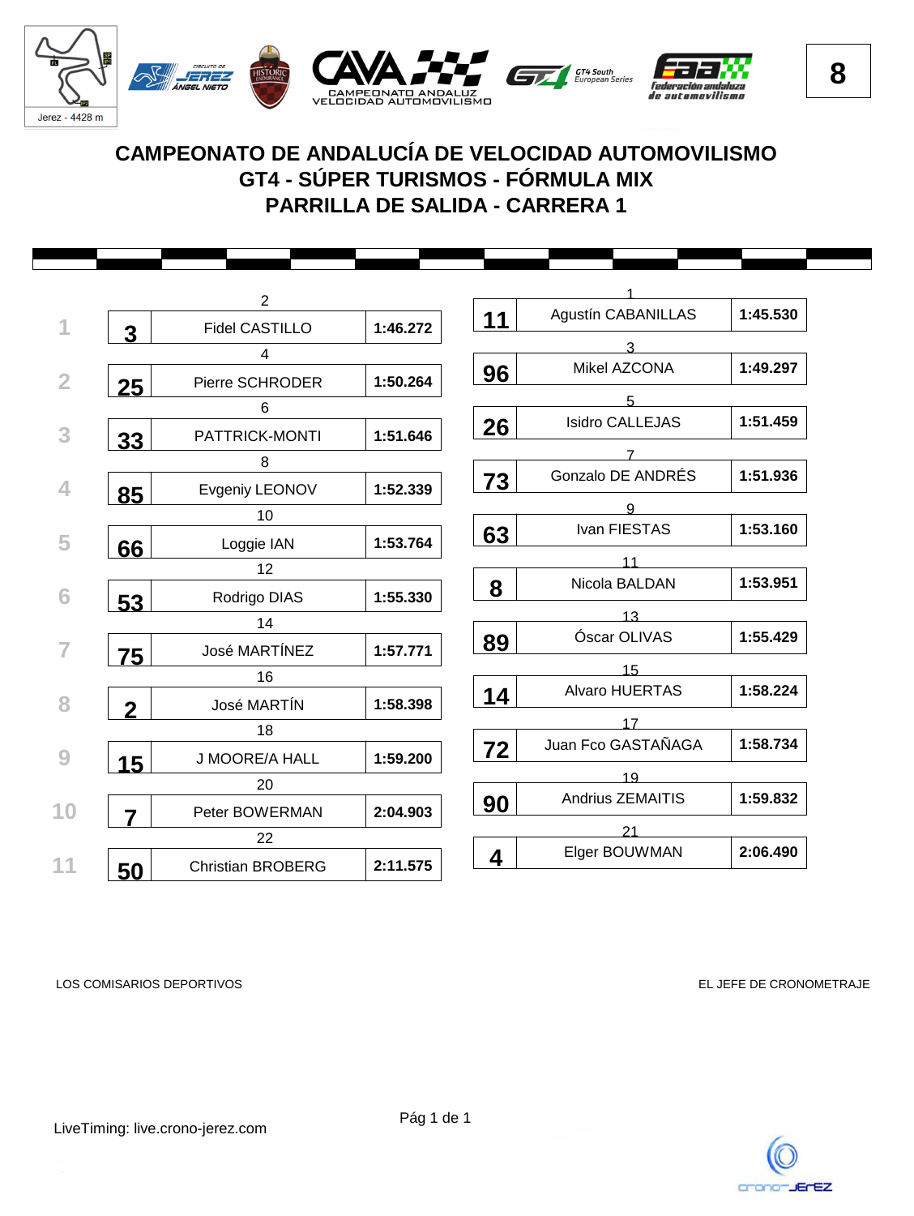# CAMPEONATO DE ANDALUCÍA DE VELOCIDAD AUTOMOVILISMO
## GT4 - SÚPER TURISMOS - FÓRMULA MIX
## PARRILLA DE SALIDA - CARRERA 1

| Fila | Pos. | Nº | Piloto | Tiempo |
|---|---|---|---|---|
| 1 | 1 | 11 | Agustín CABANILLAS | 1:45.530 |
| 1 | 2 | 3 | Fidel CASTILLO | 1:46.272 |
| 2 | 3 | 96 | Mikel AZCONA | 1:49.297 |
| 2 | 4 | 25 | Pierre SCHRODER | 1:50.264 |
| 3 | 5 | 26 | Isidro CALLEJAS | 1:51.459 |
| 3 | 6 | 33 | PATTRICK-MONTI | 1:51.646 |
| 4 | 7 | 73 | Gonzalo DE ANDRÉS | 1:51.936 |
| 4 | 8 | 85 | Evgeniy LEONOV | 1:52.339 |
| 5 | 9 | 63 | Ivan FIESTAS | 1:53.160 |
| 5 | 10 | 66 | Loggie IAN | 1:53.764 |
| 6 | 11 | 8 | Nicola BALDAN | 1:53.951 |
| 6 | 12 | 53 | Rodrigo DIAS | 1:55.330 |
| 7 | 13 | 89 | Óscar OLIVAS | 1:55.429 |
| 7 | 14 | 75 | José MARTÍNEZ | 1:57.771 |
| 8 | 15 | 14 | Alvaro HUERTAS | 1:58.224 |
| 8 | 16 | 2 | José MARTÍN | 1:58.398 |
| 9 | 17 | 72 | Juan Fco GASTAÑAGA | 1:58.734 |
| 9 | 18 | 15 | J MOORE/A HALL | 1:59.200 |
| 10 | 19 | 90 | Andrius ZEMAITIS | 1:59.832 |
| 10 | 20 | 7 | Peter BOWERMAN | 2:04.903 |
| 11 | 21 | 4 | Elger BOUWMAN | 2:06.490 |
| 11 | 22 | 50 | Christian BROBERG | 2:11.575 |

LOS COMISARIOS DEPORTIVOS

EL JEFE DE CRONOMETRAJE

LiveTiming: live.crono-jerez.com